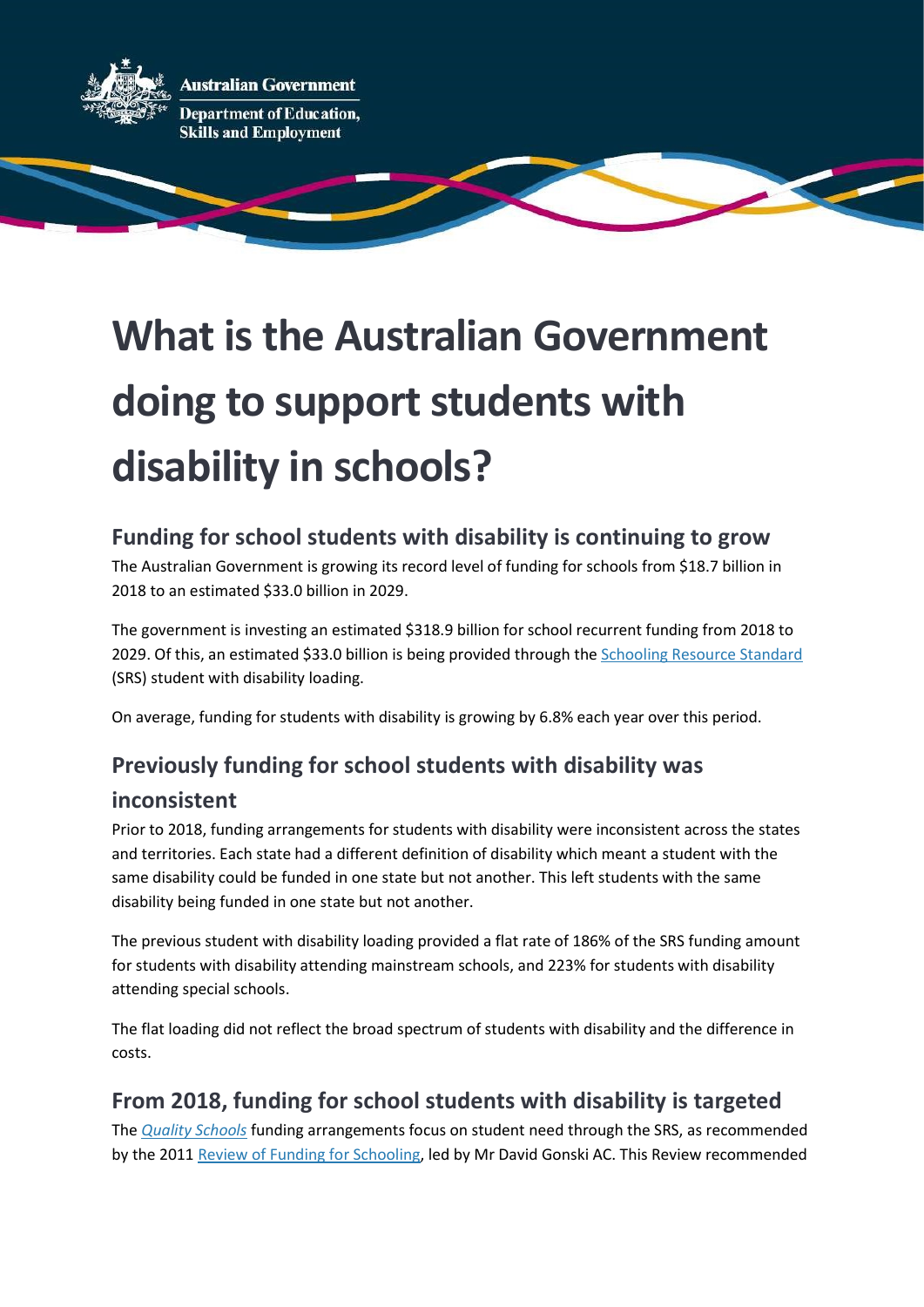Australian Government

Department of Education, Skills and Employment

# What is the Australian Government doing to support students with disability in schools?

## Funding for school students with disability is continuing to grow

The Australian Government is growing its record level of funding for schools from $18.7 billion in 2018 to an estimated $33.0 billion in 2029.

The government is investing an estimated $318.9 billion for school recurrent funding from 2018 to 2029. Of this, an estimated $33.0 billion is being provided through the Schooling Resource Standard (SRS) student with disability loading.

On average, funding for students with disability is growing by 6.8% each year over this period.

## Previously funding for school students with disability was inconsistent

Prior to 2018, funding arrangements for students with disability were inconsistent across the states and territories. Each state had a different definition of disability which meant a student with the same disability could be funded in one state but not another. This left students with the same disability being funded in one state but not another.

The previous student with disability loading provided a flat rate of 186% of the SRS funding amount for students with disability attending mainstream schools, and 223% for students with disability attending special schools.

The flat loading did not reflect the broad spectrum of students with disability and the difference in costs.

## From 2018, funding for school students with disability is targeted

The *Quality Schools* funding arrangements focus on student need through the SRS, as recommended by the 2011 Review of Funding for Schooling, led by Mr David Gonski AC. This Review recommended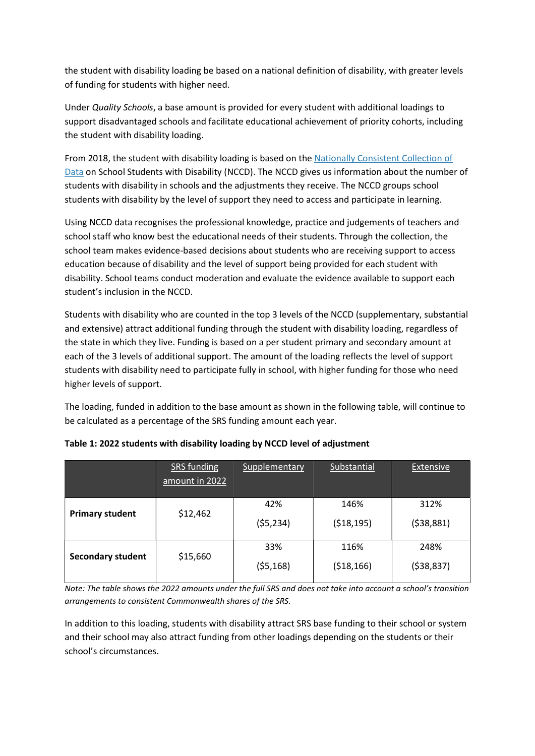the student with disability loading be based on a national definition of disability, with greater levels of funding for students with higher need.

Under *Quality Schools*, a base amount is provided for every student with additional loadings to support disadvantaged schools and facilitate educational achievement of priority cohorts, including the student with disability loading.

From 2018, the student with disability loading is based on the Nationally Consistent Collection of Data on School Students with Disability (NCCD). The NCCD gives us information about the number of students with disability in schools and the adjustments they receive. The NCCD groups school students with disability by the level of support they need to access and participate in learning.

Using NCCD data recognises the professional knowledge, practice and judgements of teachers and school staff who know best the educational needs of their students. Through the collection, the school team makes evidence-based decisions about students who are receiving support to access education because of disability and the level of support being provided for each student with disability. School teams conduct moderation and evaluate the evidence available to support each student's inclusion in the NCCD.

Students with disability who are counted in the top 3 levels of the NCCD (supplementary, substantial and extensive) attract additional funding through the student with disability loading, regardless of the state in which they live. Funding is based on a per student primary and secondary amount at each of the 3 levels of additional support. The amount of the loading reflects the level of support students with disability need to participate fully in school, with higher funding for those who need higher levels of support.

The loading, funded in addition to the base amount as shown in the following table, will continue to be calculated as a percentage of the SRS funding amount each year.

**Table 1: 2022 students with disability loading by NCCD level of adjustment**

| | SRS funding amount in 2022 | Supplementary | Substantial | Extensive |
|---|---|---|---|---|
| **Primary student** | $12,462 | 42% ($5,234) | 146% ($18,195) | 312% ($38,881) |
| **Secondary student** | $15,660 | 33% ($5,168) | 116% ($18,166) | 248% ($38,837) |

*Note: The table shows the 2022 amounts under the full SRS and does not take into account a school's transition arrangements to consistent Commonwealth shares of the SRS.*

In addition to this loading, students with disability attract SRS base funding to their school or system and their school may also attract funding from other loadings depending on the students or their school's circumstances.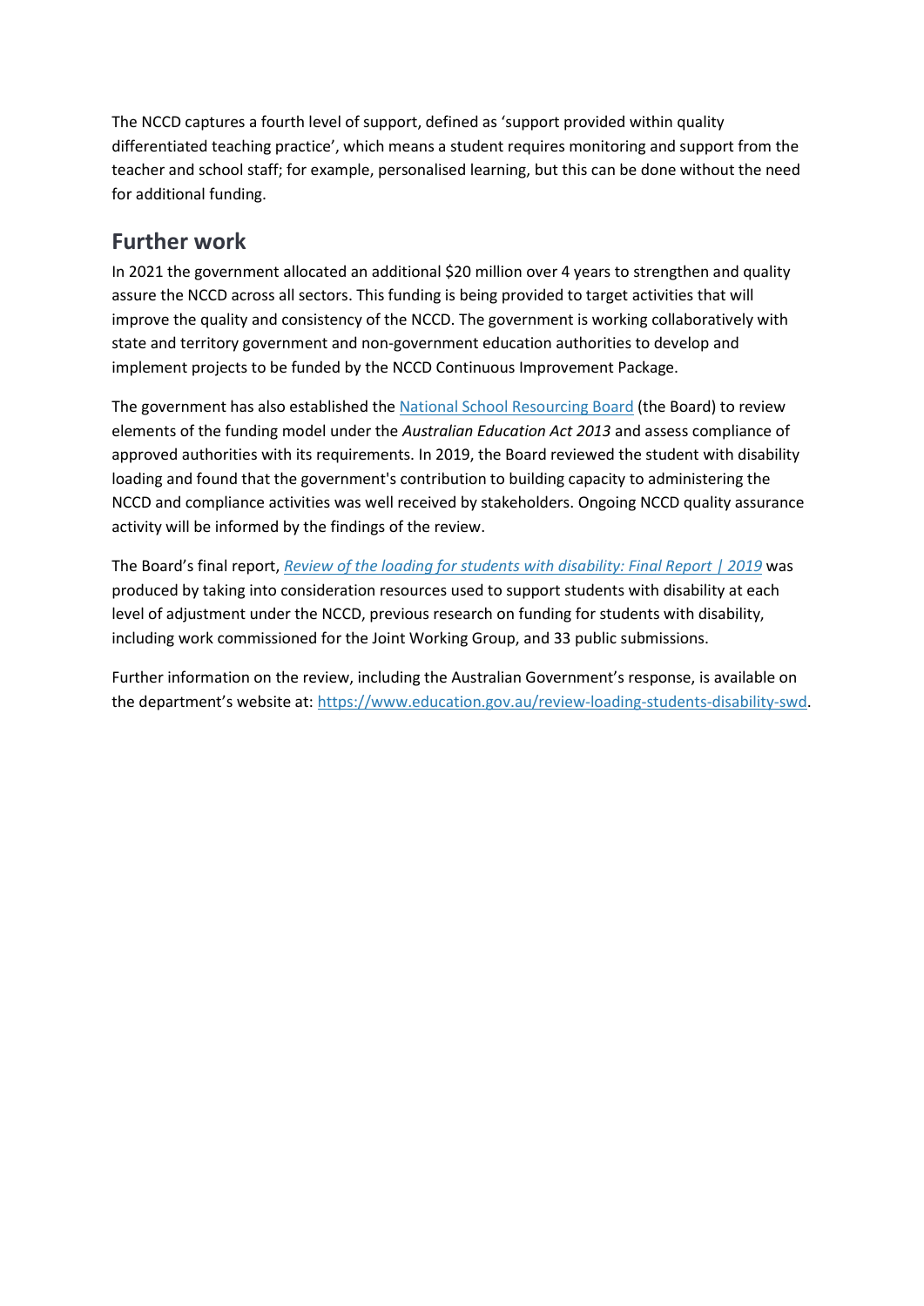The NCCD captures a fourth level of support, defined as 'support provided within quality differentiated teaching practice', which means a student requires monitoring and support from the teacher and school staff; for example, personalised learning, but this can be done without the need for additional funding.

## Further work

In 2021 the government allocated an additional $20 million over 4 years to strengthen and quality assure the NCCD across all sectors. This funding is being provided to target activities that will improve the quality and consistency of the NCCD. The government is working collaboratively with state and territory government and non-government education authorities to develop and implement projects to be funded by the NCCD Continuous Improvement Package.

The government has also established the National School Resourcing Board (the Board) to review elements of the funding model under the *Australian Education Act 2013* and assess compliance of approved authorities with its requirements. In 2019, the Board reviewed the student with disability loading and found that the government's contribution to building capacity to administering the NCCD and compliance activities was well received by stakeholders. Ongoing NCCD quality assurance activity will be informed by the findings of the review.

The Board's final report, *Review of the loading for students with disability: Final Report | 2019* was produced by taking into consideration resources used to support students with disability at each level of adjustment under the NCCD, previous research on funding for students with disability, including work commissioned for the Joint Working Group, and 33 public submissions.

Further information on the review, including the Australian Government's response, is available on the department's website at: https://www.education.gov.au/review-loading-students-disability-swd.